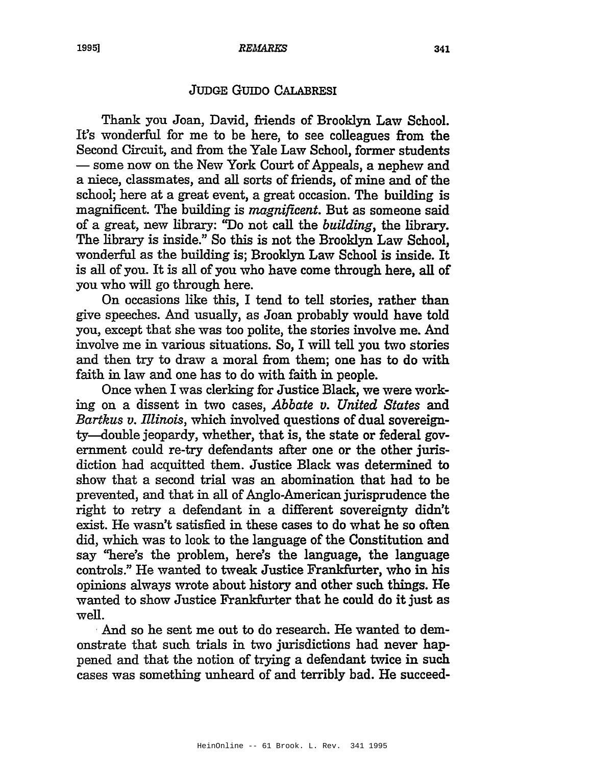## JUDGE GUIDO CALABRESI

Thank you Joan, David, friends of Brooklyn Law School. It's wonderful for me to be here, to see colleagues from the Second Circuit, and from the Yale Law School, former students — some now on the New York Court of Appeals, a nephew and a niece, classmates, and all sorts of friends, of mine and of the school; here at a great event, a great occasion. The building is magnificent. The building is *magnificent*. But as someone said of a great, new library: "Do not call the *building*, the library. The library is inside." So this is not the Brooklyn Law School, wonderful as the building is; Brooklyn Law School is inside. It is all of you. It is all of you who have come through here, all of you who will go through here.

On occasions like this, I tend to tell stories, rather than give speeches. And usually, as Joan probably would have told you, except that she was too polite, the stories involve me. And involve me in various situations. So, I will tell you two stories and then try to draw a moral from them; one has to do with faith in law and one has to do with faith in people.

Once when I was clerking for Justice Black, we were working on a dissent in two cases, *Abbate v. United States* and *Bartkus v. Illinois*, which involved questions of dual sovereignty—double jeopardy, whether, that is, the state or federal government could re-try defendants after one or the other jurisdiction had acquitted them. Justice Black was determined to show that a second trial was an abomination that had to be prevented, and that in all of Anglo-American jurisprudence the right to retry a defendant in a different sovereignty didn't exist. He wasn't satisfied in these cases to do what he so often did, which was to look to the language of the Constitution and say "here's the problem, here's the language, the language controls." He wanted to tweak Justice Frankfurter, who in his opinions always wrote about history and other such things. He wanted to show Justice Frankfurter that he could do it just as well.

And so he sent me out to do research. He wanted to demonstrate that such trials in two jurisdictions had never happened and that the notion of trying a defendant twice in such cases was something unheard of and terribly bad. He succeed-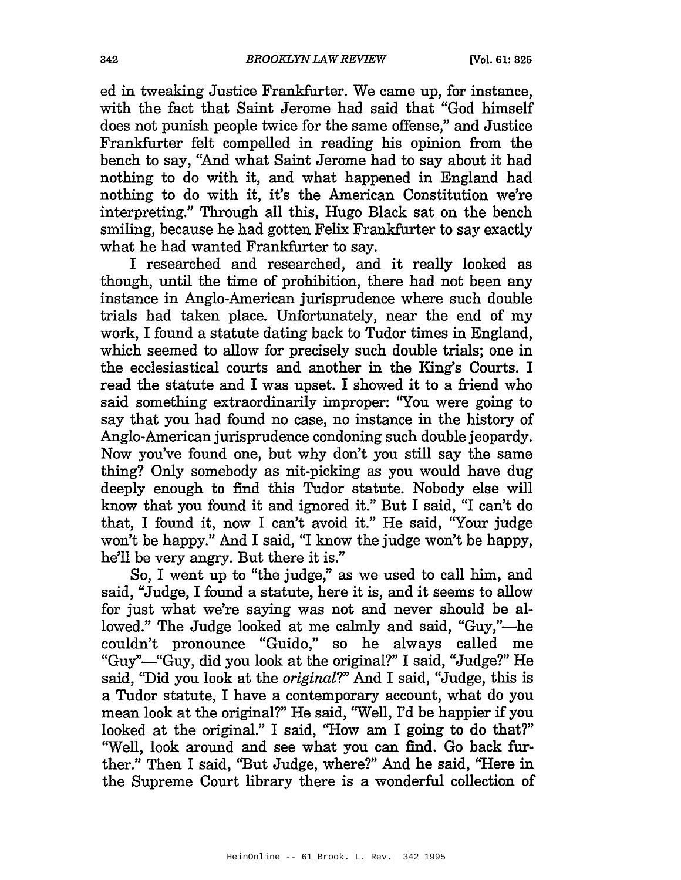ed in tweaking Justice Frankfurter. We came up, for instance, with the fact that Saint Jerome had said that "God himself does not punish people twice for the same offense," and Justice Frankfurter felt compelled in reading his opinion from the bench to say, "And what Saint Jerome had to say about it had nothing to do with it, and what happened in England had nothing to do with it, it's the American Constitution we're interpreting." Through all this, Hugo Black sat on the bench smiling, because he had gotten Felix Frankfurter to say exactly what he had wanted Frankfurter to say.

I researched and researched, and it really looked as though, until the time of prohibition, there had not been any instance in Anglo-American jurisprudence where such double trials had taken place. Unfortunately, near the end of my work, I found a statute dating back to Tudor times in England, which seemed to allow for precisely such double trials; one in the ecclesiastical courts and another in the King's Courts. I read the statute and I was upset. I showed it to a friend who said something extraordinarily improper: "You were going to say that you had found no case, no instance in the history of Anglo-American jurisprudence condoning such double jeopardy. Now you've found one, but why don't you still say the same thing? Only somebody as nit-picking as you would have dug deeply enough to find this Tudor statute. Nobody else will know that you found it and ignored it." But I said, "I can't do that, I found it, now I can't avoid it." He said, "Your judge won't be happy." And I said, "I know the judge won't be happy, he'll be very angry. But there it is."

So, I went up to "the judge," as we used to call him, and said, "Judge, I found a statute, here it is, and it seems to allow for just what we're saying was not and never should be allowed." The Judge looked at me calmly and said, "Guy,"—he couldn't pronounce "Guido," so he always called me "Guy"—"Guy, did you look at the original?" I said, "Judge?" He said, "Did you look at the *original*?" And I said, "Judge, this is a Tudor statute, I have a contemporary account, what do you mean look at the original?" He said, "Well, I'd be happier if you looked at the original." I said, "How am I going to do that?" "Well, look around and see what you can find. Go back further." Then I said, "But Judge, where?" And he said, "Here in the Supreme Court library there is a wonderful collection of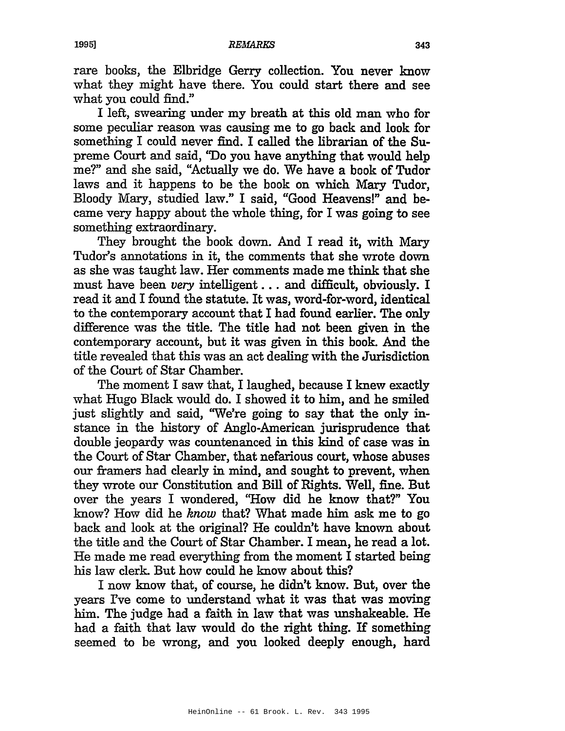rare books, the Elbridge Gerry collection. You never know what they might have there. You could start there and see what you could find."

I left, swearing under my breath at this old man who for some peculiar reason was causing me to go back and look for something I could never find. I called the librarian of the Supreme Court and said, "Do you have anything that would help me?" and she said, "Actually we do. We have a book of Tudor laws and it happens to be the book on which Mary Tudor, Bloody Mary, studied law." I said, "Good Heavens!" and became very happy about the whole thing, for I was going to see something extraordinary.

They brought the book down. And I read it, with Mary Tudor's annotations in it, the comments that she wrote down as she was taught law. Her comments made me think that she must have been *very* intelligent . . . and difficult, obviously. I read it and I found the statute. It was, word-for-word, identical to the contemporary account that I had found earlier. The only difference was the title. The title had not been given in the contemporary account, but it was given in this book. And the title revealed that this was an act dealing with the Jurisdiction of the Court of Star Chamber.

The moment I saw that, I laughed, because I knew exactly what Hugo Black would do. I showed it to him, and he smiled just slightly and said, "We're going to say that the only instance in the history of Anglo-American jurisprudence that double jeopardy was countenanced in this kind of case was in the Court of Star Chamber, that nefarious court, whose abuses our framers had clearly in mind, and sought to prevent, when they wrote our Constitution and Bill of Rights. Well, fine. But over the years I wondered, "How did he know that?" You know? How did he *know* that? What made him ask me to go back and look at the original? He couldn't have known about the title and the Court of Star Chamber. I mean, he read a lot. He made me read everything from the moment I started being his law clerk. But how could he know about this?

I now know that, of course, he didn't know. But, over the years I've come to understand what it was that was moving him. The judge had a faith in law that was unshakeable. He had a faith that law would do the right thing. If something seemed to be wrong, and you looked deeply enough, hard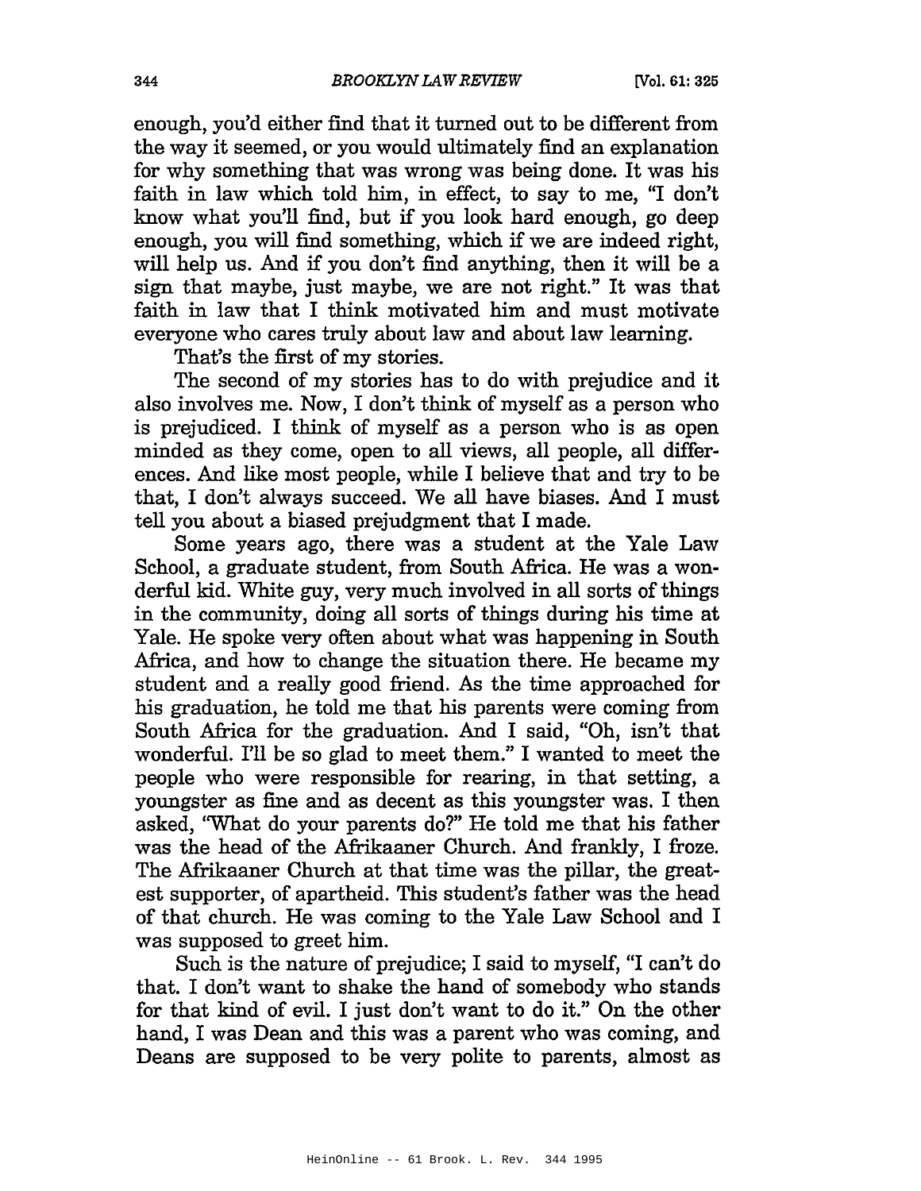enough, you'd either find that it turned out to be different from the way it seemed, or you would ultimately find an explanation for why something that was wrong was being done. It was his faith in law which told him, in effect, to say to me, "I don't know what you'll find, but if you look hard enough, go deep enough, you will find something, which if we are indeed right, will help us. And if you don't find anything, then it will be a sign that maybe, just maybe, we are not right." It was that faith in law that I think motivated him and must motivate everyone who cares truly about law and about law learning.

That's the first of my stories.

The second of my stories has to do with prejudice and it also involves me. Now, I don't think of myself as a person who is prejudiced. I think of myself as a person who is as open minded as they come, open to all views, all people, all differences. And like most people, while I believe that and try to be that, I don't always succeed. We all have biases. And I must tell you about a biased prejudgment that I made.

Some years ago, there was a student at the Yale Law School, a graduate student, from South Africa. He was a wonderful kid. White guy, very much involved in all sorts of things in the community, doing all sorts of things during his time at Yale. He spoke very often about what was happening in South Africa, and how to change the situation there. He became my student and a really good friend. As the time approached for his graduation, he told me that his parents were coming from South Africa for the graduation. And I said, "Oh, isn't that wonderful. I'll be so glad to meet them." I wanted to meet the people who were responsible for rearing, in that setting, a youngster as fine and as decent as this youngster was. I then asked, "What do your parents do?" He told me that his father was the head of the Afrikaaner Church. And frankly, I froze. The Afrikaaner Church at that time was the pillar, the greatest supporter, of apartheid. This student's father was the head of that church. He was coming to the Yale Law School and I was supposed to greet him.

Such is the nature of prejudice; I said to myself, "I can't do that. I don't want to shake the hand of somebody who stands for that kind of evil. I just don't want to do it." On the other hand, I was Dean and this was a parent who was coming, and Deans are supposed to be very polite to parents, almost as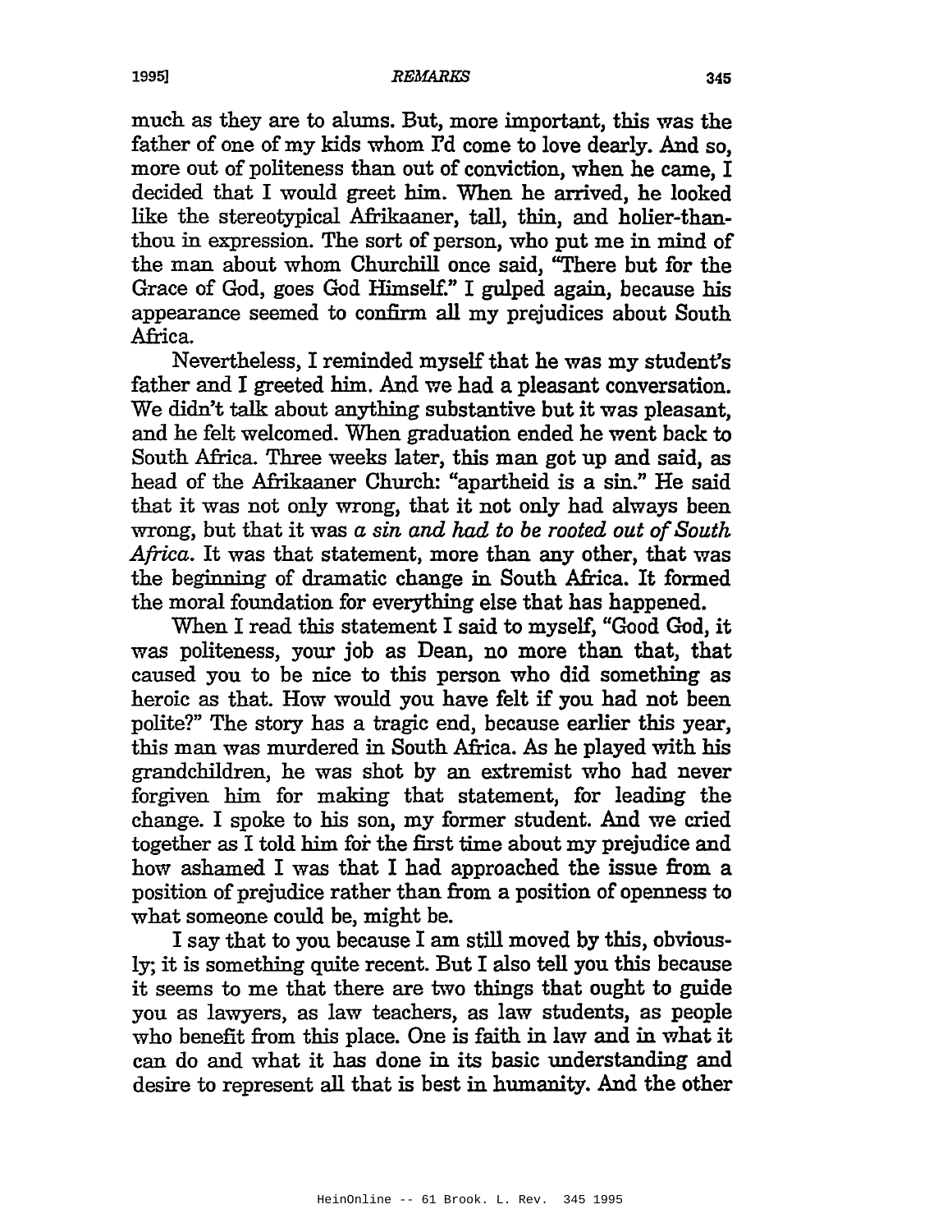much as they are to alums. But, more important, this was the father of one of my kids whom I'd come to love dearly. And so, more out of politeness than out of conviction, when he came, I decided that I would greet him. When he arrived, he looked like the stereotypical Afrikaaner, tall, thin, and holier-than-thou in expression. The sort of person, who put me in mind of the man about whom Churchill once said, "There but for the Grace of God, goes God Himself." I gulped again, because his appearance seemed to confirm all my prejudices about South Africa.

Nevertheless, I reminded myself that he was my student's father and I greeted him. And we had a pleasant conversation. We didn't talk about anything substantive but it was pleasant, and he felt welcomed. When graduation ended he went back to South Africa. Three weeks later, this man got up and said, as head of the Afrikaaner Church: "apartheid is a sin." He said that it was not only wrong, that it not only had always been wrong, but that it was *a sin and had to be rooted out of South Africa*. It was that statement, more than any other, that was the beginning of dramatic change in South Africa. It formed the moral foundation for everything else that has happened.

When I read this statement I said to myself, "Good God, it was politeness, your job as Dean, no more than that, that caused you to be nice to this person who did something as heroic as that. How would you have felt if you had not been polite?" The story has a tragic end, because earlier this year, this man was murdered in South Africa. As he played with his grandchildren, he was shot by an extremist who had never forgiven him for making that statement, for leading the change. I spoke to his son, my former student. And we cried together as I told him for the first time about my prejudice and how ashamed I was that I had approached the issue from a position of prejudice rather than from a position of openness to what someone could be, might be.

I say that to you because I am still moved by this, obviously; it is something quite recent. But I also tell you this because it seems to me that there are two things that ought to guide you as lawyers, as law teachers, as law students, as people who benefit from this place. One is faith in law and in what it can do and what it has done in its basic understanding and desire to represent all that is best in humanity. And the other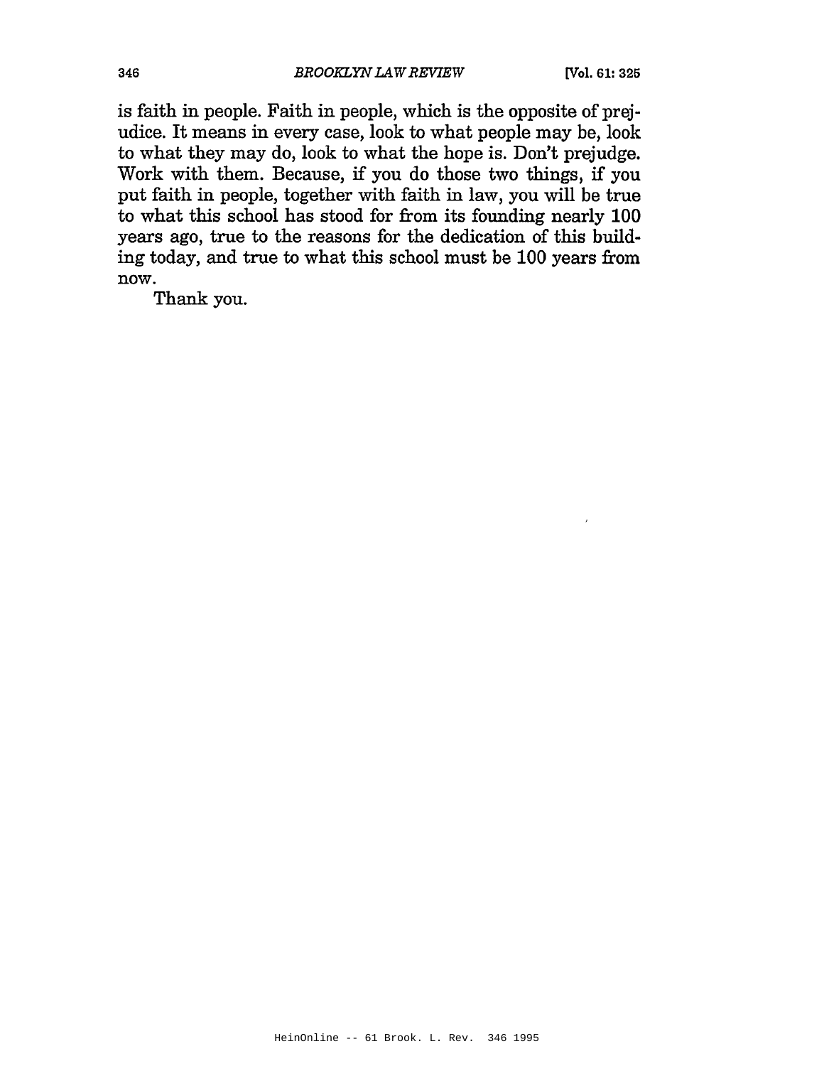is faith in people. Faith in people, which is the opposite of prejudice. It means in every case, look to what people may be, look to what they may do, look to what the hope is. Don't prejudge. Work with them. Because, if you do those two things, if you put faith in people, together with faith in law, you will be true to what this school has stood for from its founding nearly 100 years ago, true to the reasons for the dedication of this building today, and true to what this school must be 100 years from now.

Thank you.